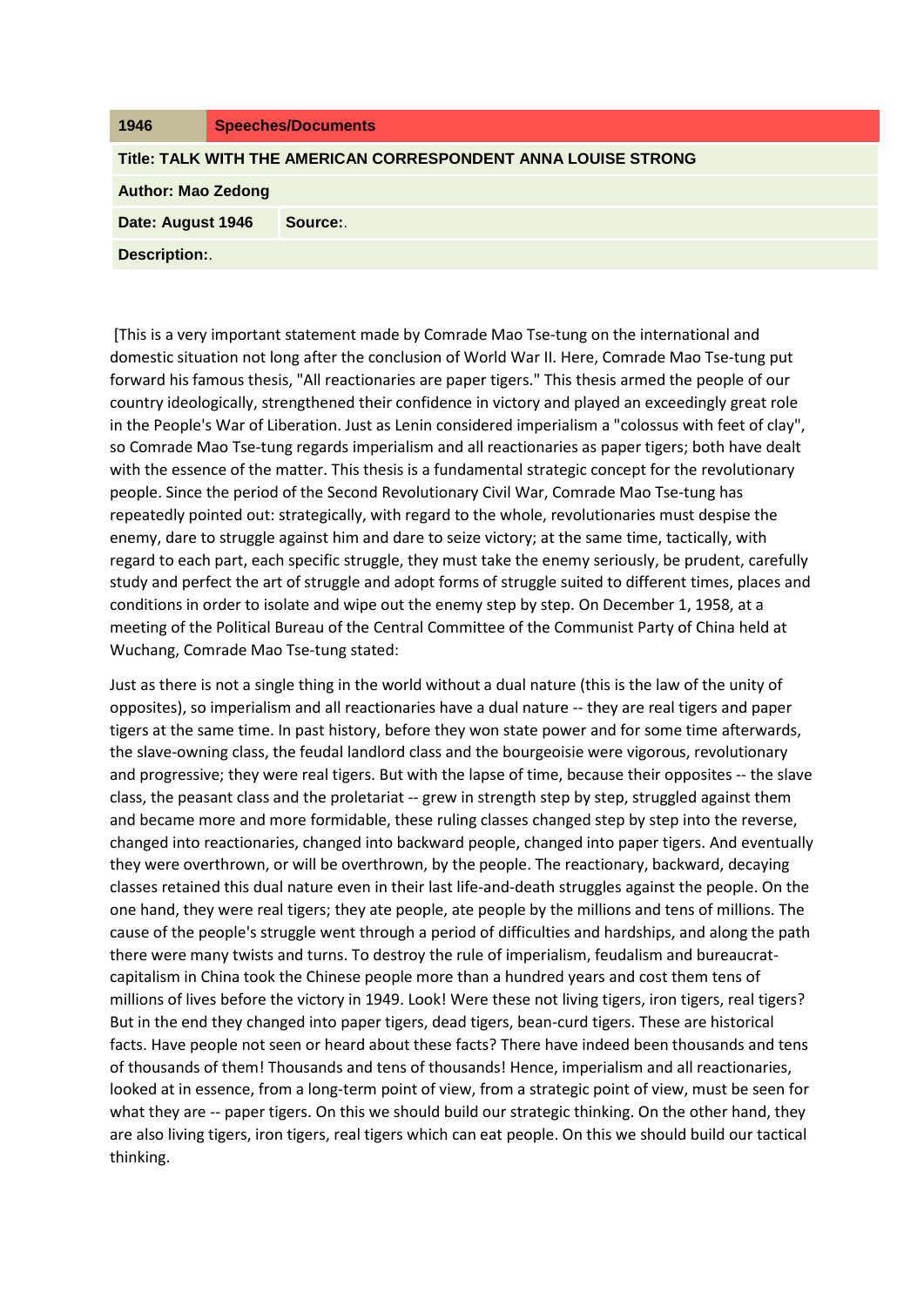| 1946 | Speeches/Documents |
| --- | --- |
| **Title: TALK WITH THE AMERICAN CORRESPONDENT ANNA LOUISE STRONG** | |
| **Author: Mao Zedong** | |
| **Date: August 1946** | **Source:**. |
| **Description:**. | |

[This is a very important statement made by Comrade Mao Tse-tung on the international and domestic situation not long after the conclusion of World War II. Here, Comrade Mao Tse-tung put forward his famous thesis, "All reactionaries are paper tigers." This thesis armed the people of our country ideologically, strengthened their confidence in victory and played an exceedingly great role in the People's War of Liberation. Just as Lenin considered imperialism a "colossus with feet of clay", so Comrade Mao Tse-tung regards imperialism and all reactionaries as paper tigers; both have dealt with the essence of the matter. This thesis is a fundamental strategic concept for the revolutionary people. Since the period of the Second Revolutionary Civil War, Comrade Mao Tse-tung has repeatedly pointed out: strategically, with regard to the whole, revolutionaries must despise the enemy, dare to struggle against him and dare to seize victory; at the same time, tactically, with regard to each part, each specific struggle, they must take the enemy seriously, be prudent, carefully study and perfect the art of struggle and adopt forms of struggle suited to different times, places and conditions in order to isolate and wipe out the enemy step by step. On December 1, 1958, at a meeting of the Political Bureau of the Central Committee of the Communist Party of China held at Wuchang, Comrade Mao Tse-tung stated:

Just as there is not a single thing in the world without a dual nature (this is the law of the unity of opposites), so imperialism and all reactionaries have a dual nature -- they are real tigers and paper tigers at the same time. In past history, before they won state power and for some time afterwards, the slave-owning class, the feudal landlord class and the bourgeoisie were vigorous, revolutionary and progressive; they were real tigers. But with the lapse of time, because their opposites -- the slave class, the peasant class and the proletariat -- grew in strength step by step, struggled against them and became more and more formidable, these ruling classes changed step by step into the reverse, changed into reactionaries, changed into backward people, changed into paper tigers. And eventually they were overthrown, or will be overthrown, by the people. The reactionary, backward, decaying classes retained this dual nature even in their last life-and-death struggles against the people. On the one hand, they were real tigers; they ate people, ate people by the millions and tens of millions. The cause of the people's struggle went through a period of difficulties and hardships, and along the path there were many twists and turns. To destroy the rule of imperialism, feudalism and bureaucrat-capitalism in China took the Chinese people more than a hundred years and cost them tens of millions of lives before the victory in 1949. Look! Were these not living tigers, iron tigers, real tigers? But in the end they changed into paper tigers, dead tigers, bean-curd tigers. These are historical facts. Have people not seen or heard about these facts? There have indeed been thousands and tens of thousands of them! Thousands and tens of thousands! Hence, imperialism and all reactionaries, looked at in essence, from a long-term point of view, from a strategic point of view, must be seen for what they are -- paper tigers. On this we should build our strategic thinking. On the other hand, they are also living tigers, iron tigers, real tigers which can eat people. On this we should build our tactical thinking.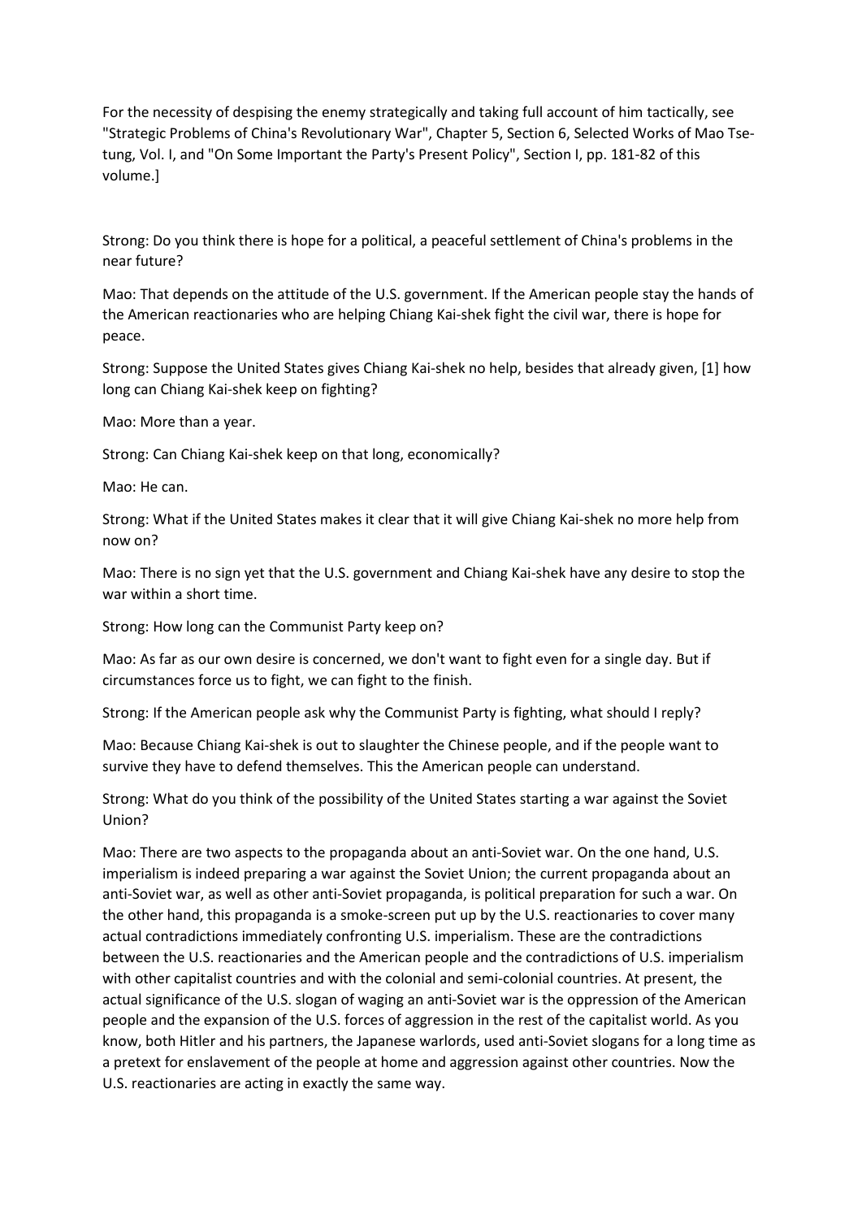For the necessity of despising the enemy strategically and taking full account of him tactically, see "Strategic Problems of China's Revolutionary War", Chapter 5, Section 6, Selected Works of Mao Tse-tung, Vol. I, and "On Some Important the Party's Present Policy", Section I, pp. 181-82 of this volume.]

Strong: Do you think there is hope for a political, a peaceful settlement of China's problems in the near future?

Mao: That depends on the attitude of the U.S. government. If the American people stay the hands of the American reactionaries who are helping Chiang Kai-shek fight the civil war, there is hope for peace.

Strong: Suppose the United States gives Chiang Kai-shek no help, besides that already given, [1] how long can Chiang Kai-shek keep on fighting?

Mao: More than a year.

Strong: Can Chiang Kai-shek keep on that long, economically?

Mao: He can.

Strong: What if the United States makes it clear that it will give Chiang Kai-shek no more help from now on?

Mao: There is no sign yet that the U.S. government and Chiang Kai-shek have any desire to stop the war within a short time.

Strong: How long can the Communist Party keep on?

Mao: As far as our own desire is concerned, we don't want to fight even for a single day. But if circumstances force us to fight, we can fight to the finish.

Strong: If the American people ask why the Communist Party is fighting, what should I reply?

Mao: Because Chiang Kai-shek is out to slaughter the Chinese people, and if the people want to survive they have to defend themselves. This the American people can understand.

Strong: What do you think of the possibility of the United States starting a war against the Soviet Union?

Mao: There are two aspects to the propaganda about an anti-Soviet war. On the one hand, U.S. imperialism is indeed preparing a war against the Soviet Union; the current propaganda about an anti-Soviet war, as well as other anti-Soviet propaganda, is political preparation for such a war. On the other hand, this propaganda is a smoke-screen put up by the U.S. reactionaries to cover many actual contradictions immediately confronting U.S. imperialism. These are the contradictions between the U.S. reactionaries and the American people and the contradictions of U.S. imperialism with other capitalist countries and with the colonial and semi-colonial countries. At present, the actual significance of the U.S. slogan of waging an anti-Soviet war is the oppression of the American people and the expansion of the U.S. forces of aggression in the rest of the capitalist world. As you know, both Hitler and his partners, the Japanese warlords, used anti-Soviet slogans for a long time as a pretext for enslavement of the people at home and aggression against other countries. Now the U.S. reactionaries are acting in exactly the same way.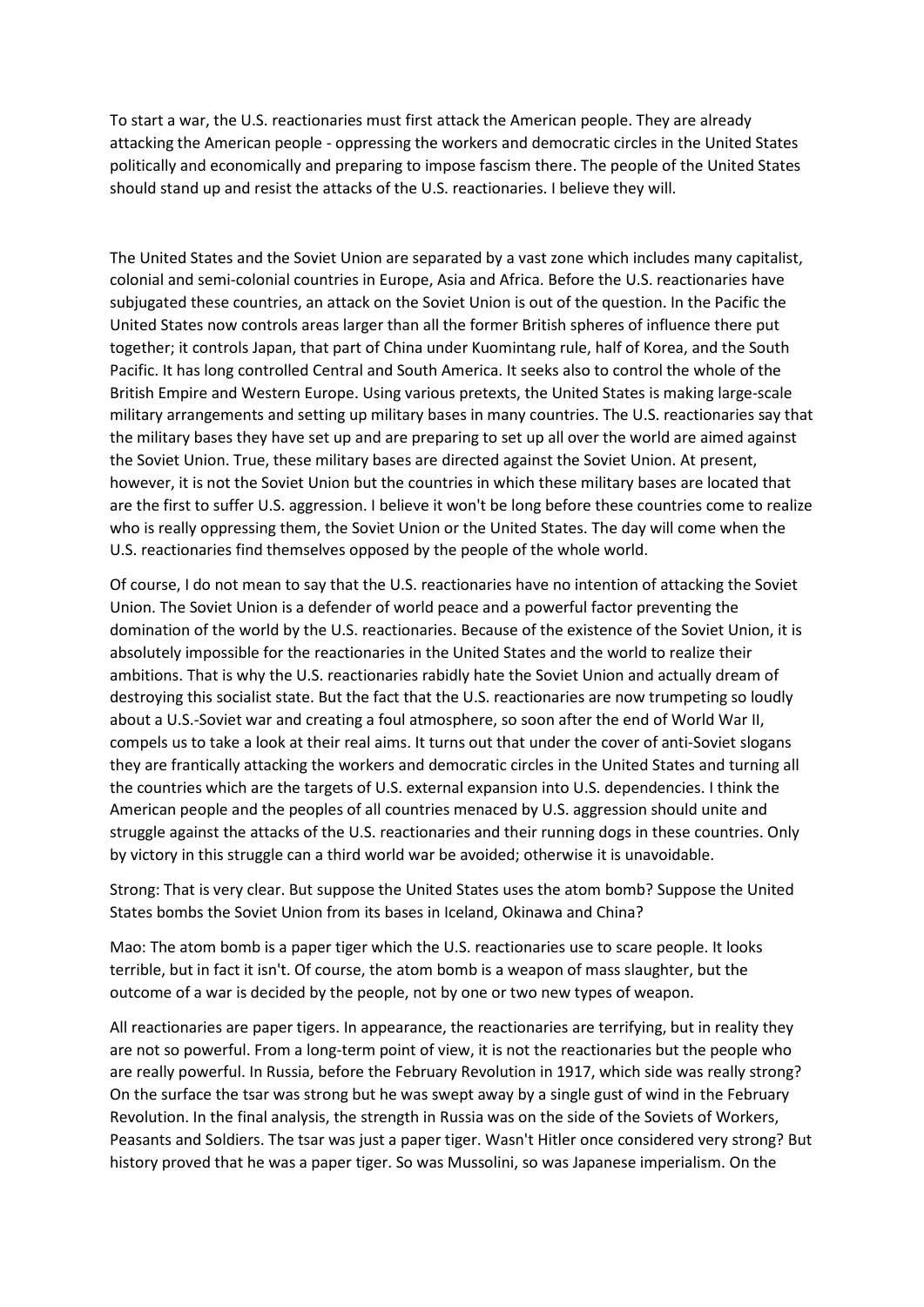To start a war, the U.S. reactionaries must first attack the American people. They are already attacking the American people - oppressing the workers and democratic circles in the United States politically and economically and preparing to impose fascism there. The people of the United States should stand up and resist the attacks of the U.S. reactionaries. I believe they will.

The United States and the Soviet Union are separated by a vast zone which includes many capitalist, colonial and semi-colonial countries in Europe, Asia and Africa. Before the U.S. reactionaries have subjugated these countries, an attack on the Soviet Union is out of the question. In the Pacific the United States now controls areas larger than all the former British spheres of influence there put together; it controls Japan, that part of China under Kuomintang rule, half of Korea, and the South Pacific. It has long controlled Central and South America. It seeks also to control the whole of the British Empire and Western Europe. Using various pretexts, the United States is making large-scale military arrangements and setting up military bases in many countries. The U.S. reactionaries say that the military bases they have set up and are preparing to set up all over the world are aimed against the Soviet Union. True, these military bases are directed against the Soviet Union. At present, however, it is not the Soviet Union but the countries in which these military bases are located that are the first to suffer U.S. aggression. I believe it won't be long before these countries come to realize who is really oppressing them, the Soviet Union or the United States. The day will come when the U.S. reactionaries find themselves opposed by the people of the whole world.

Of course, I do not mean to say that the U.S. reactionaries have no intention of attacking the Soviet Union. The Soviet Union is a defender of world peace and a powerful factor preventing the domination of the world by the U.S. reactionaries. Because of the existence of the Soviet Union, it is absolutely impossible for the reactionaries in the United States and the world to realize their ambitions. That is why the U.S. reactionaries rabidly hate the Soviet Union and actually dream of destroying this socialist state. But the fact that the U.S. reactionaries are now trumpeting so loudly about a U.S.-Soviet war and creating a foul atmosphere, so soon after the end of World War II, compels us to take a look at their real aims. It turns out that under the cover of anti-Soviet slogans they are frantically attacking the workers and democratic circles in the United States and turning all the countries which are the targets of U.S. external expansion into U.S. dependencies. I think the American people and the peoples of all countries menaced by U.S. aggression should unite and struggle against the attacks of the U.S. reactionaries and their running dogs in these countries. Only by victory in this struggle can a third world war be avoided; otherwise it is unavoidable.

Strong: That is very clear. But suppose the United States uses the atom bomb? Suppose the United States bombs the Soviet Union from its bases in Iceland, Okinawa and China?

Mao: The atom bomb is a paper tiger which the U.S. reactionaries use to scare people. It looks terrible, but in fact it isn't. Of course, the atom bomb is a weapon of mass slaughter, but the outcome of a war is decided by the people, not by one or two new types of weapon.

All reactionaries are paper tigers. In appearance, the reactionaries are terrifying, but in reality they are not so powerful. From a long-term point of view, it is not the reactionaries but the people who are really powerful. In Russia, before the February Revolution in 1917, which side was really strong? On the surface the tsar was strong but he was swept away by a single gust of wind in the February Revolution. In the final analysis, the strength in Russia was on the side of the Soviets of Workers, Peasants and Soldiers. The tsar was just a paper tiger. Wasn't Hitler once considered very strong? But history proved that he was a paper tiger. So was Mussolini, so was Japanese imperialism. On the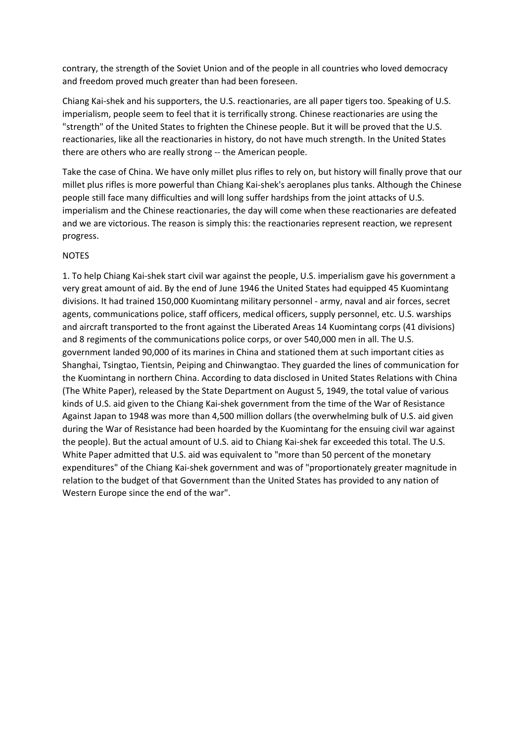contrary, the strength of the Soviet Union and of the people in all countries who loved democracy and freedom proved much greater than had been foreseen.

Chiang Kai-shek and his supporters, the U.S. reactionaries, are all paper tigers too. Speaking of U.S. imperialism, people seem to feel that it is terrifically strong. Chinese reactionaries are using the "strength" of the United States to frighten the Chinese people. But it will be proved that the U.S. reactionaries, like all the reactionaries in history, do not have much strength. In the United States there are others who are really strong -- the American people.

Take the case of China. We have only millet plus rifles to rely on, but history will finally prove that our millet plus rifles is more powerful than Chiang Kai-shek's aeroplanes plus tanks. Although the Chinese people still face many difficulties and will long suffer hardships from the joint attacks of U.S. imperialism and the Chinese reactionaries, the day will come when these reactionaries are defeated and we are victorious. The reason is simply this: the reactionaries represent reaction, we represent progress.

NOTES

1. To help Chiang Kai-shek start civil war against the people, U.S. imperialism gave his government a very great amount of aid. By the end of June 1946 the United States had equipped 45 Kuomintang divisions. It had trained 150,000 Kuomintang military personnel - army, naval and air forces, secret agents, communications police, staff officers, medical officers, supply personnel, etc. U.S. warships and aircraft transported to the front against the Liberated Areas 14 Kuomintang corps (41 divisions) and 8 regiments of the communications police corps, or over 540,000 men in all. The U.S. government landed 90,000 of its marines in China and stationed them at such important cities as Shanghai, Tsingtao, Tientsin, Peiping and Chinwangtao. They guarded the lines of communication for the Kuomintang in northern China. According to data disclosed in United States Relations with China (The White Paper), released by the State Department on August 5, 1949, the total value of various kinds of U.S. aid given to the Chiang Kai-shek government from the time of the War of Resistance Against Japan to 1948 was more than 4,500 million dollars (the overwhelming bulk of U.S. aid given during the War of Resistance had been hoarded by the Kuomintang for the ensuing civil war against the people). But the actual amount of U.S. aid to Chiang Kai-shek far exceeded this total. The U.S. White Paper admitted that U.S. aid was equivalent to "more than 50 percent of the monetary expenditures" of the Chiang Kai-shek government and was of "proportionately greater magnitude in relation to the budget of that Government than the United States has provided to any nation of Western Europe since the end of the war".